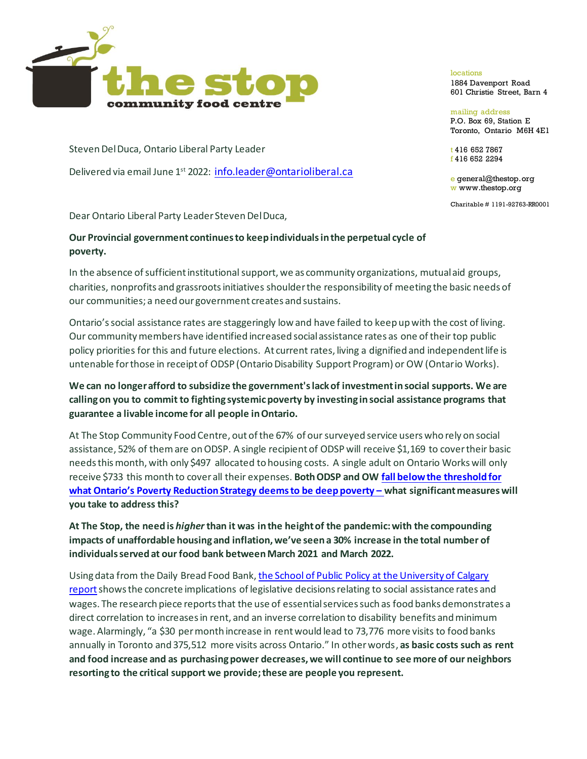**the stop**
**community food centre**

locations
1884 Davenport Road
601 Christie Street, Barn 4

mailing address
P.O. Box 69, Station E
Toronto, Ontario M6H 4E1

t 416 652 7867
f 416 652 2294

e general@thestop.org
w www.thestop.org

Charitable # 1191-92763-RR0001

Steven Del Duca, Ontario Liberal Party Leader

Delivered via email June 1st 2022: info.leader@ontarioliberal.ca

Dear Ontario Liberal Party Leader Steven Del Duca,

**Our Provincial government continues to keep individuals in the perpetual cycle of poverty.**

In the absence of sufficient institutional support, we as community organizations, mutual aid groups, charities, nonprofits and grassroots initiatives shoulder the responsibility of meeting the basic needs of our communities; a need our government creates and sustains.

Ontario's social assistance rates are staggeringly low and have failed to keep up with the cost of living. Our community members have identified increased social assistance rates as one of their top public policy priorities for this and future elections. At current rates, living a dignified and independent life is untenable for those in receipt of ODSP (Ontario Disability Support Program) or OW (Ontario Works).

**We can no longer afford to subsidize the government's lack of investment in social supports. We are calling on you to commit to fighting systemic poverty by investing in social assistance programs that guarantee a livable income for all people in Ontario.**

At The Stop Community Food Centre, out of the 67% of our surveyed service users who rely on social assistance, 52% of them are on ODSP. A single recipient of ODSP will receive $1,169 to cover their basic needs this month, with only $497 allocated to housing costs. A single adult on Ontario Works will only receive $733 this month to cover all their expenses. **Both ODSP and OW fall below the threshold for what Ontario's Poverty Reduction Strategy deems to be deep poverty – what significant measures will you take to address this?**

**At The Stop, the need is *higher* than it was in the height of the pandemic: with the compounding impacts of unaffordable housing and inflation, we've seen a 30% increase in the total number of individuals served at our food bank between March 2021 and March 2022.**

Using data from the Daily Bread Food Bank, the School of Public Policy at the University of Calgary report shows the concrete implications of legislative decisions relating to social assistance rates and wages. The research piece reports that the use of essential services such as food banks demonstrates a direct correlation to increases in rent, and an inverse correlation to disability benefits and minimum wage. Alarmingly, "a $30 per month increase in rent would lead to 73,776 more visits to food banks annually in Toronto and 375,512 more visits across Ontario." In other words, **as basic costs such as rent and food increase and as purchasing power decreases, we will continue to see more of our neighbors resorting to the critical support we provide; these are people you represent.**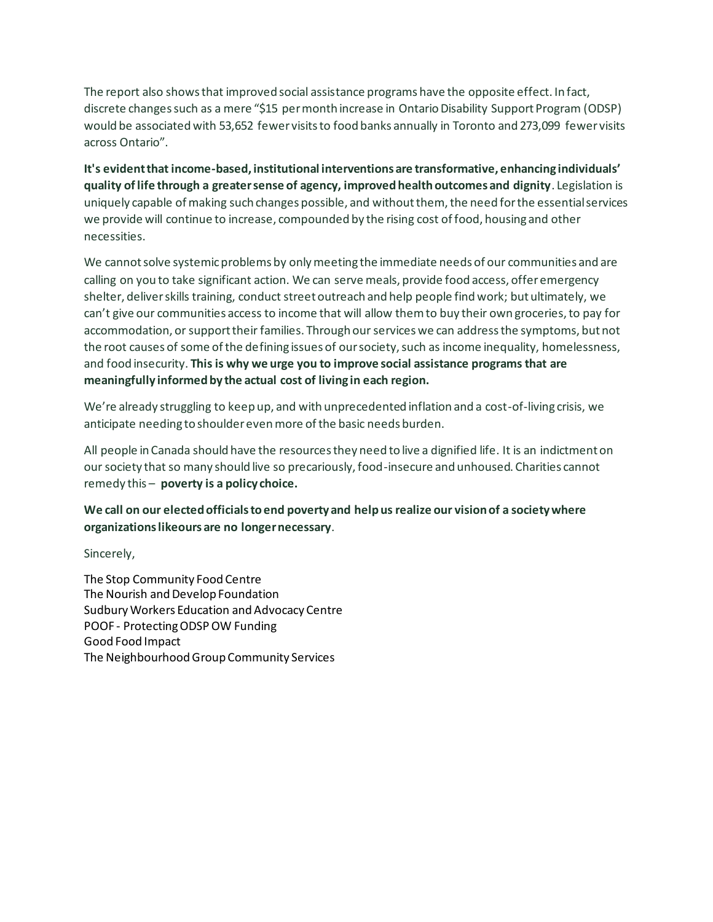The report also shows that improved social assistance programs have the opposite effect. In fact, discrete changes such as a mere "$15 per month increase in Ontario Disability Support Program (ODSP) would be associated with 53,652 fewer visits to food banks annually in Toronto and 273,099 fewer visits across Ontario".

**It's evident that income-based, institutional interventions are transformative, enhancing individuals' quality of life through a greater sense of agency, improved health outcomes and dignity**. Legislation is uniquely capable of making such changes possible, and without them, the need for the essential services we provide will continue to increase, compounded by the rising cost of food, housing and other necessities.

We cannot solve systemic problems by only meeting the immediate needs of our communities and are calling on you to take significant action. We can serve meals, provide food access, offer emergency shelter, deliver skills training, conduct street outreach and help people find work; but ultimately, we can't give our communities access to income that will allow them to buy their own groceries, to pay for accommodation, or support their families. Through our services we can address the symptoms, but not the root causes of some of the defining issues of our society, such as income inequality, homelessness, and food insecurity. **This is why we urge you to improve social assistance programs that are meaningfully informed by the actual cost of living in each region.**

We're already struggling to keep up, and with unprecedented inflation and a cost-of-living crisis, we anticipate needing to shoulder even more of the basic needs burden.

All people in Canada should have the resources they need to live a dignified life. It is an indictment on our society that so many should live so precariously, food-insecure and unhoused. Charities cannot remedy this – **poverty is a policy choice.**

**We call on our elected officials to end poverty and help us realize our vision of a society where organizations like ours are no longer necessary**.

Sincerely,

The Stop Community Food Centre
The Nourish and Develop Foundation
Sudbury Workers Education and Advocacy Centre
POOF - Protecting ODSP OW Funding
Good Food Impact
The Neighbourhood Group Community Services